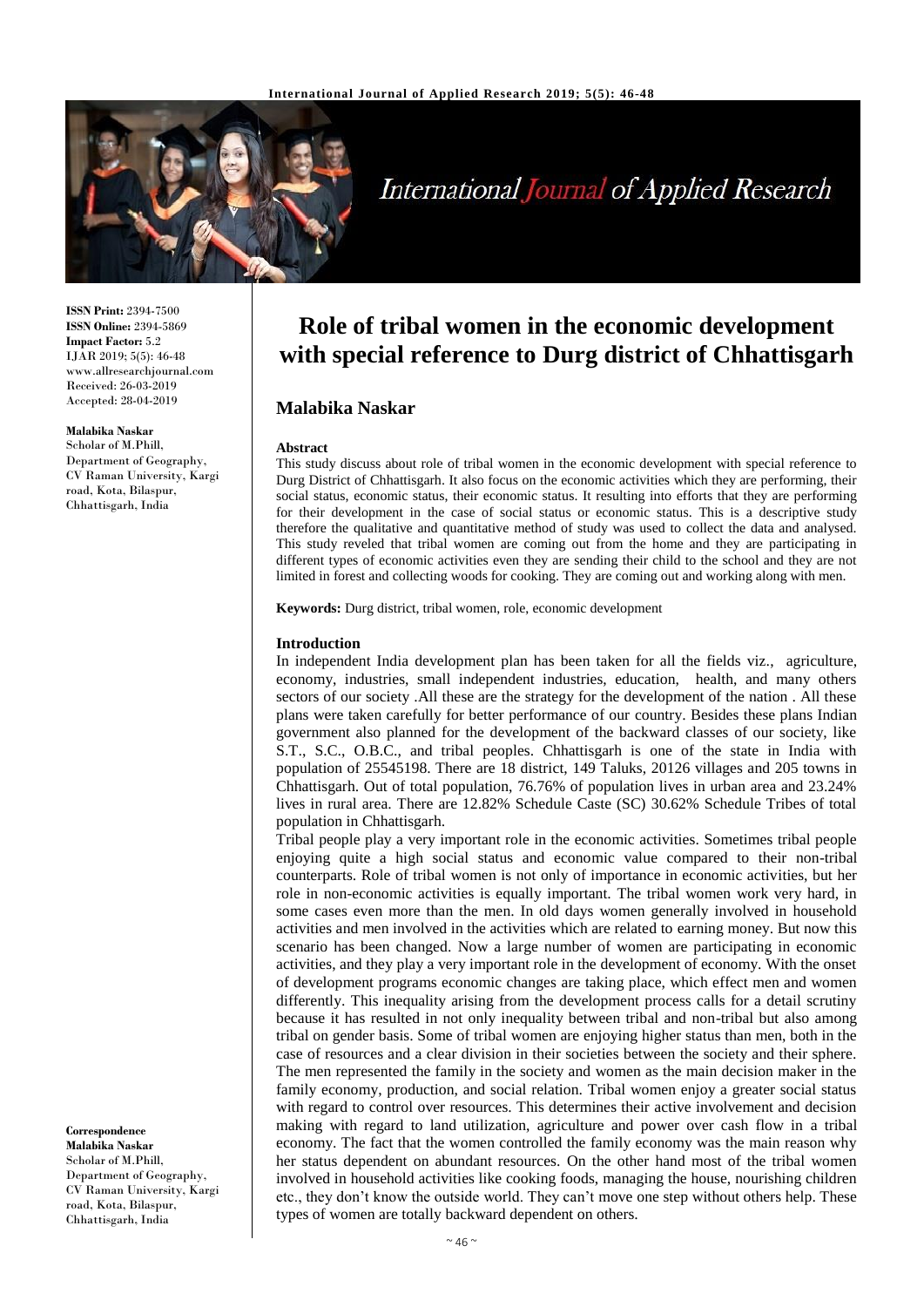# Role of tribal women in the economic development with special reference to Durg district of Chhattisgarh

## Malabika Naskar

**ISSN Print:** 2394-7500
**ISSN Online:** 2394-5869
**Impact Factor:** 5.2
IJAR 2019; 5(5): 46-48
www.allresearchjournal.com
Received: 26-03-2019
Accepted: 28-04-2019

**Malabika Naskar**
Scholar of M.Phill, Department of Geography, CV Raman University, Kargi road, Kota, Bilaspur, Chhattisgarh, India

**Correspondence**
**Malabika Naskar**
Scholar of M.Phill, Department of Geography, CV Raman University, Kargi road, Kota, Bilaspur, Chhattisgarh, India

### Abstract

This study discuss about role of tribal women in the economic development with special reference to Durg District of Chhattisgarh. It also focus on the economic activities which they are performing, their social status, economic status, their economic status. It resulting into efforts that they are performing for their development in the case of social status or economic status. This is a descriptive study therefore the qualitative and quantitative method of study was used to collect the data and analysed. This study reveled that tribal women are coming out from the home and they are participating in different types of economic activities even they are sending their child to the school and they are not limited in forest and collecting woods for cooking. They are coming out and working along with men.

**Keywords:** Durg district, tribal women, role, economic development

### Introduction

In independent India development plan has been taken for all the fields viz., agriculture, economy, industries, small independent industries, education, health, and many others sectors of our society .All these are the strategy for the development of the nation . All these plans were taken carefully for better performance of our country. Besides these plans Indian government also planned for the development of the backward classes of our society, like S.T., S.C., O.B.C., and tribal peoples. Chhattisgarh is one of the state in India with population of 25545198. There are 18 district, 149 Taluks, 20126 villages and 205 towns in Chhattisgarh. Out of total population, 76.76% of population lives in urban area and 23.24% lives in rural area. There are 12.82% Schedule Caste (SC) 30.62% Schedule Tribes of total population in Chhattisgarh.

Tribal people play a very important role in the economic activities. Sometimes tribal people enjoying quite a high social status and economic value compared to their non-tribal counterparts. Role of tribal women is not only of importance in economic activities, but her role in non-economic activities is equally important. The tribal women work very hard, in some cases even more than the men. In old days women generally involved in household activities and men involved in the activities which are related to earning money. But now this scenario has been changed. Now a large number of women are participating in economic activities, and they play a very important role in the development of economy. With the onset of development programs economic changes are taking place, which effect men and women differently. This inequality arising from the development process calls for a detail scrutiny because it has resulted in not only inequality between tribal and non-tribal but also among tribal on gender basis. Some of tribal women are enjoying higher status than men, both in the case of resources and a clear division in their societies between the society and their sphere. The men represented the family in the society and women as the main decision maker in the family economy, production, and social relation. Tribal women enjoy a greater social status with regard to control over resources. This determines their active involvement and decision making with regard to land utilization, agriculture and power over cash flow in a tribal economy. The fact that the women controlled the family economy was the main reason why her status dependent on abundant resources. On the other hand most of the tribal women involved in household activities like cooking foods, managing the house, nourishing children etc., they don't know the outside world. They can't move one step without others help. These types of women are totally backward dependent on others.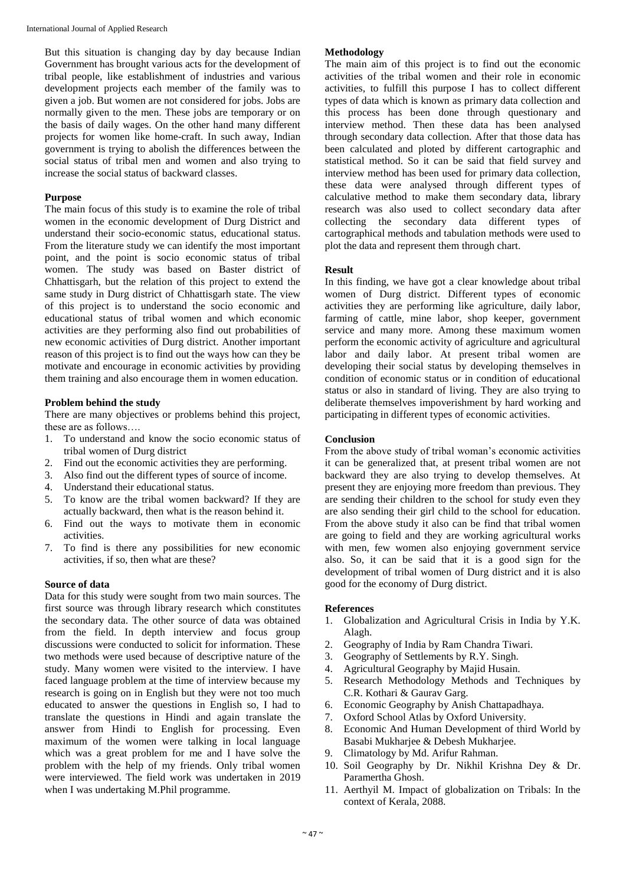But this situation is changing day by day because Indian Government has brought various acts for the development of tribal people, like establishment of industries and various development projects each member of the family was to given a job. But women are not considered for jobs. Jobs are normally given to the men. These jobs are temporary or on the basis of daily wages. On the other hand many different projects for women like home-craft. In such away, Indian government is trying to abolish the differences between the social status of tribal men and women and also trying to increase the social status of backward classes.

### Purpose

The main focus of this study is to examine the role of tribal women in the economic development of Durg District and understand their socio-economic status, educational status. From the literature study we can identify the most important point, and the point is socio economic status of tribal women. The study was based on Baster district of Chhattisgarh, but the relation of this project to extend the same study in Durg district of Chhattisgarh state. The view of this project is to understand the socio economic and educational status of tribal women and which economic activities are they performing also find out probabilities of new economic activities of Durg district. Another important reason of this project is to find out the ways how can they be motivate and encourage in economic activities by providing them training and also encourage them in women education.

### Problem behind the study

There are many objectives or problems behind this project, these are as follows….

1. To understand and know the socio economic status of tribal women of Durg district
2. Find out the economic activities they are performing.
3. Also find out the different types of source of income.
4. Understand their educational status.
5. To know are the tribal women backward? If they are actually backward, then what is the reason behind it.
6. Find out the ways to motivate them in economic activities.
7. To find is there any possibilities for new economic activities, if so, then what are these?

### Source of data

Data for this study were sought from two main sources. The first source was through library research which constitutes the secondary data. The other source of data was obtained from the field. In depth interview and focus group discussions were conducted to solicit for information. These two methods were used because of descriptive nature of the study. Many women were visited to the interview. I have faced language problem at the time of interview because my research is going on in English but they were not too much educated to answer the questions in English so, I had to translate the questions in Hindi and again translate the answer from Hindi to English for processing. Even maximum of the women were talking in local language which was a great problem for me and I have solve the problem with the help of my friends. Only tribal women were interviewed. The field work was undertaken in 2019 when I was undertaking M.Phil programme.

### Methodology

The main aim of this project is to find out the economic activities of the tribal women and their role in economic activities, to fulfill this purpose I has to collect different types of data which is known as primary data collection and this process has been done through questionary and interview method. Then these data has been analysed through secondary data collection. After that those data has been calculated and ploted by different cartographic and statistical method. So it can be said that field survey and interview method has been used for primary data collection, these data were analysed through different types of calculative method to make them secondary data, library research was also used to collect secondary data after collecting the secondary data different types of cartographical methods and tabulation methods were used to plot the data and represent them through chart.

### Result

In this finding, we have got a clear knowledge about tribal women of Durg district. Different types of economic activities they are performing like agriculture, daily labor, farming of cattle, mine labor, shop keeper, government service and many more. Among these maximum women perform the economic activity of agriculture and agricultural labor and daily labor. At present tribal women are developing their social status by developing themselves in condition of economic status or in condition of educational status or also in standard of living. They are also trying to deliberate themselves impoverishment by hard working and participating in different types of economic activities.

### Conclusion

From the above study of tribal woman's economic activities it can be generalized that, at present tribal women are not backward they are also trying to develop themselves. At present they are enjoying more freedom than previous. They are sending their children to the school for study even they are also sending their girl child to the school for education. From the above study it also can be find that tribal women are going to field and they are working agricultural works with men, few women also enjoying government service also. So, it can be said that it is a good sign for the development of tribal women of Durg district and it is also good for the economy of Durg district.

### References

1. Globalization and Agricultural Crisis in India by Y.K. Alagh.
2. Geography of India by Ram Chandra Tiwari.
3. Geography of Settlements by R.Y. Singh.
4. Agricultural Geography by Majid Husain.
5. Research Methodology Methods and Techniques by C.R. Kothari & Gaurav Garg.
6. Economic Geography by Anish Chattapadhaya.
7. Oxford School Atlas by Oxford University.
8. Economic And Human Development of third World by Basabi Mukharjee & Debesh Mukharjee.
9. Climatology by Md. Arifur Rahman.
10. Soil Geography by Dr. Nikhil Krishna Dey & Dr. Paramertha Ghosh.
11. Aerthyil M. Impact of globalization on Tribals: In the context of Kerala, 2088.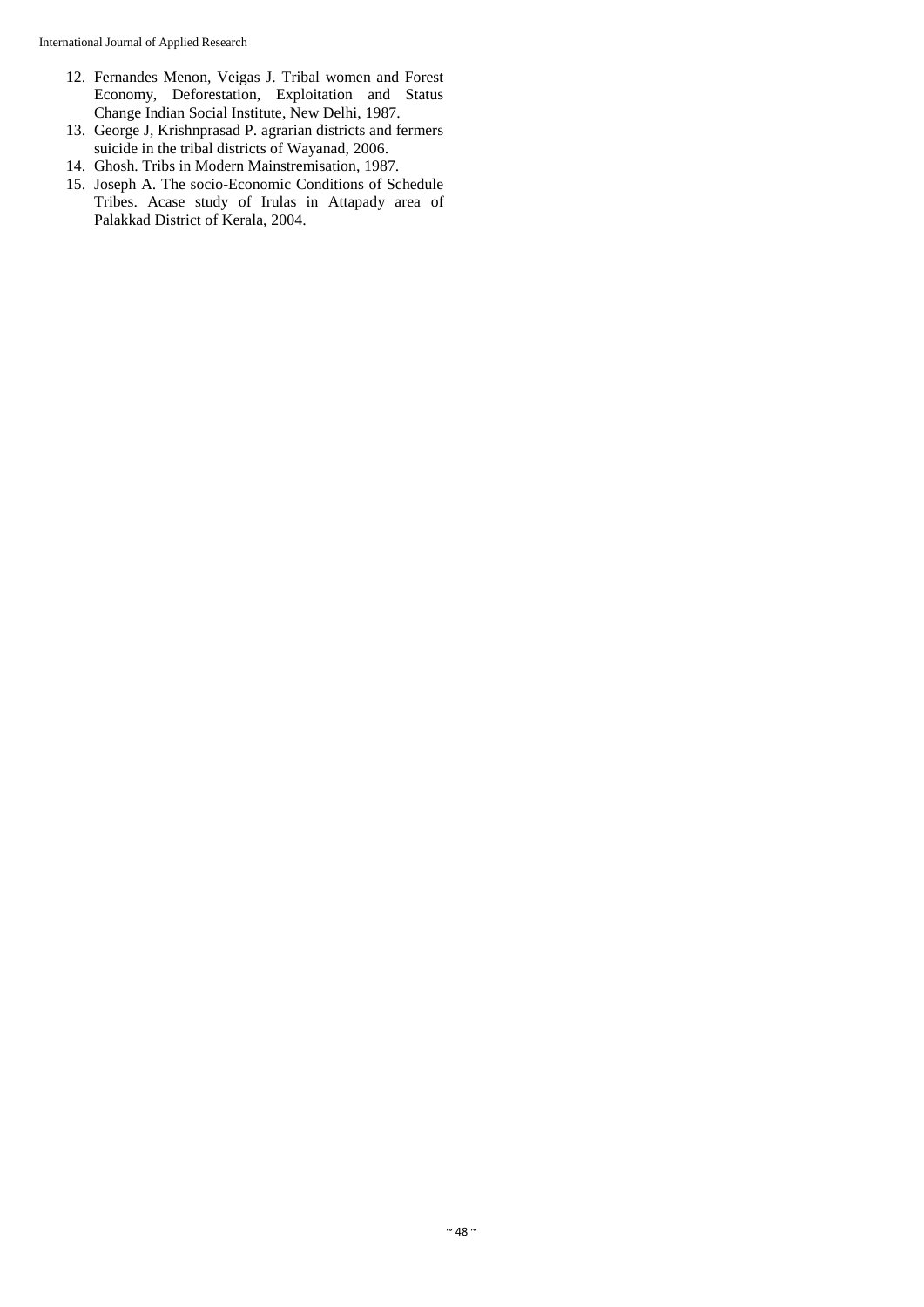12. Fernandes Menon, Veigas J. Tribal women and Forest Economy, Deforestation, Exploitation and Status Change Indian Social Institute, New Delhi, 1987.
13. George J, Krishnprasad P. agrarian districts and fermers suicide in the tribal districts of Wayanad, 2006.
14. Ghosh. Tribs in Modern Mainstremisation, 1987.
15. Joseph A. The socio-Economic Conditions of Schedule Tribes. Acase study of Irulas in Attapady area of Palakkad District of Kerala, 2004.